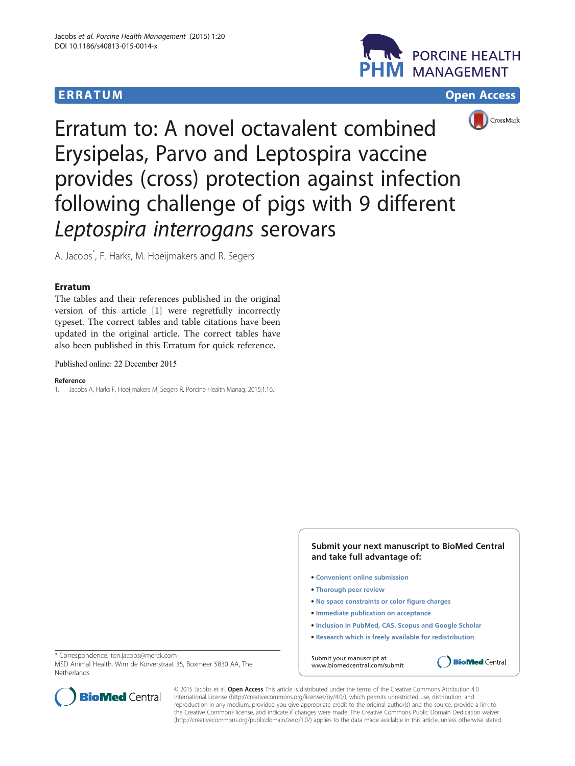**ERRATUM** **Open Access**

# Erratum to: A novel octavalent combined Erysipelas, Parvo and Leptospira vaccine provides (cross) protection against infection following challenge of pigs with 9 different *Leptospira interrogans* serovars

A. Jacobs*, F. Harks, M. Hoeijmakers and R. Segers

## Erratum

The tables and their references published in the original version of this article [1] were regretfully incorrectly typeset. The correct tables and table citations have been updated in the original article. The correct tables have also been published in this Erratum for quick reference.

Published online: 22 December 2015

### Reference

1. Jacobs A, Harks F, Hoeijmakers M, Segers R. Porcine Health Manag. 2015;1:16.

\* Correspondence: ton.jacobs@merck.com
MSD Animal Health, Wim de Körverstraat 35, Boxmeer 5830 AA, The Netherlands

© 2015 Jacobs et al. **Open Access** This article is distributed under the terms of the Creative Commons Attribution 4.0 International License (http://creativecommons.org/licenses/by/4.0/), which permits unrestricted use, distribution, and reproduction in any medium, provided you give appropriate credit to the original author(s) and the source, provide a link to the Creative Commons license, and indicate if changes were made. The Creative Commons Public Domain Dedication waiver (http://creativecommons.org/publicdomain/zero/1.0/) applies to the data made available in this article, unless otherwise stated.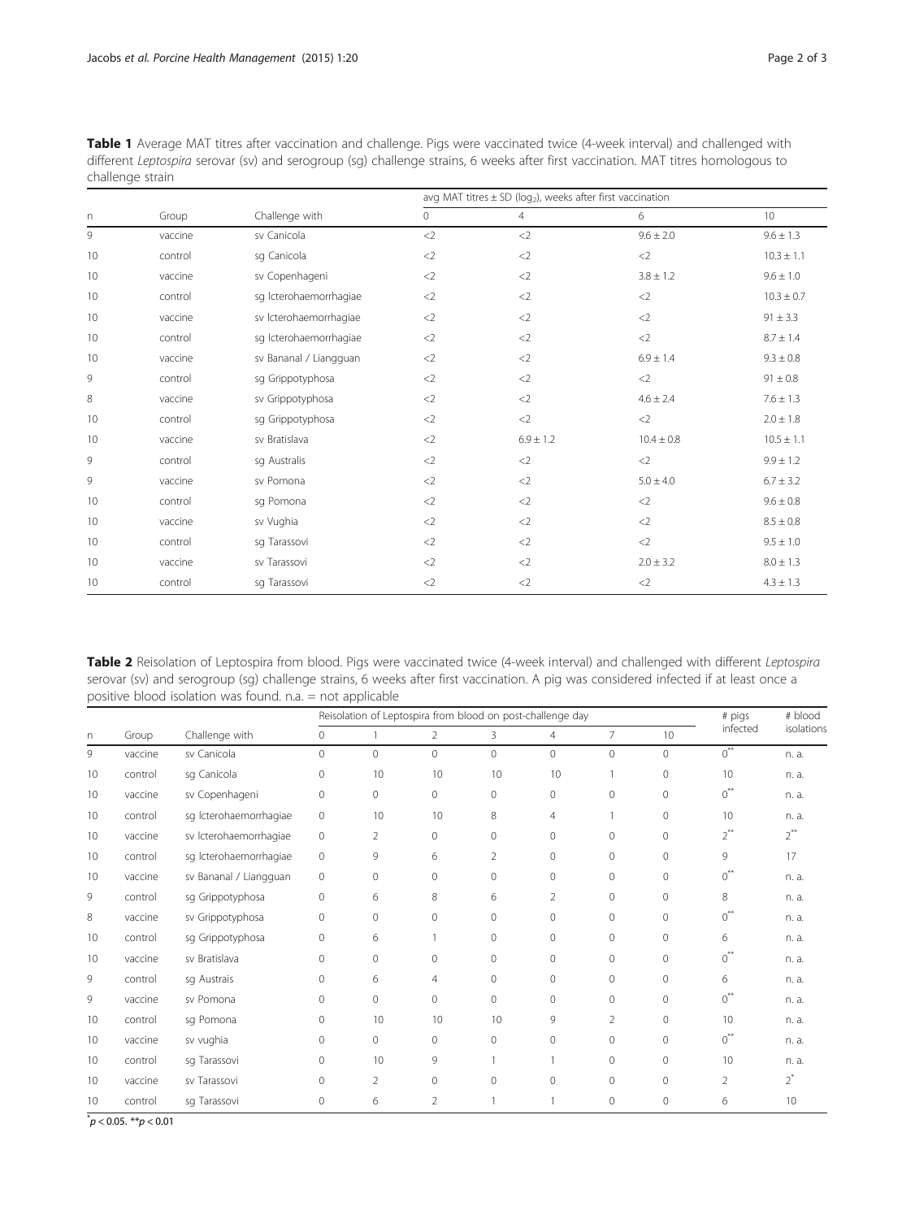**Table 1** Average MAT titres after vaccination and challenge. Pigs were vaccinated twice (4-week interval) and challenged with different *Leptospira* serovar (sv) and serogroup (sg) challenge strains, 6 weeks after first vaccination. MAT titres homologous to challenge strain

| | | | avg MAT titres ± SD ($log_2$), weeks after first vaccination | | | |
|---|---|---|---|---|---|---|
| n | Group | Challenge with | 0 | 4 | 6 | 10 |
| 9 | vaccine | sv Canicola | <2 | <2 | 9.6 ± 2.0 | 9.6 ± 1.3 |
| 10 | control | sg Canicola | <2 | <2 | <2 | 10.3 ± 1.1 |
| 10 | vaccine | sv Copenhageni | <2 | <2 | 3.8 ± 1.2 | 9.6 ± 1.0 |
| 10 | control | sg Icterohaemorrhagiae | <2 | <2 | <2 | 10.3 ± 0.7 |
| 10 | vaccine | sv Icterohaemorrhagiae | <2 | <2 | <2 | 91 ± 3.3 |
| 10 | control | sg Icterohaemorrhagiae | <2 | <2 | <2 | 8.7 ± 1.4 |
| 10 | vaccine | sv Bananal / Liangguan | <2 | <2 | 6.9 ± 1.4 | 9.3 ± 0.8 |
| 9 | control | sg Grippotyphosa | <2 | <2 | <2 | 91 ± 0.8 |
| 8 | vaccine | sv Grippotyphosa | <2 | <2 | 4.6 ± 2.4 | 7.6 ± 1.3 |
| 10 | control | sg Grippotyphosa | <2 | <2 | <2 | 2.0 ± 1.8 |
| 10 | vaccine | sv Bratislava | <2 | 6.9 ± 1.2 | 10.4 ± 0.8 | 10.5 ± 1.1 |
| 9 | control | sg Australis | <2 | <2 | <2 | 9.9 ± 1.2 |
| 9 | vaccine | sv Pomona | <2 | <2 | 5.0 ± 4.0 | 6.7 ± 3.2 |
| 10 | control | sg Pomona | <2 | <2 | <2 | 9.6 ± 0.8 |
| 10 | vaccine | sv Vughia | <2 | <2 | <2 | 8.5 ± 0.8 |
| 10 | control | sg Tarassovi | <2 | <2 | <2 | 9.5 ± 1.0 |
| 10 | vaccine | sv Tarassovi | <2 | <2 | 2.0 ± 3.2 | 8.0 ± 1.3 |
| 10 | control | sg Tarassovi | <2 | <2 | <2 | 4.3 ± 1.3 |

**Table 2** Reisolation of Leptospira from blood. Pigs were vaccinated twice (4-week interval) and challenged with different *Leptospira* serovar (sv) and serogroup (sg) challenge strains, 6 weeks after first vaccination. A pig was considered infected if at least once a positive blood isolation was found. n.a. = not applicable

| | | | Reisolation of Leptospira from blood on post-challenge day | | | | | | | # pigs infected | # blood isolations |
|---|---|---|---|---|---|---|---|---|---|---|---|
| n | Group | Challenge with | 0 | 1 | 2 | 3 | 4 | 7 | 10 | | |
| 9 | vaccine | sv Canicola | 0 | 0 | 0 | 0 | 0 | 0 | 0 | 0** | n. a. |
| 10 | control | sg Canicola | 0 | 10 | 10 | 10 | 10 | 1 | 0 | 10 | n. a. |
| 10 | vaccine | sv Copenhageni | 0 | 0 | 0 | 0 | 0 | 0 | 0 | 0** | n. a. |
| 10 | control | sg Icterohaemorrhagiae | 0 | 10 | 10 | 8 | 4 | 1 | 0 | 10 | n. a. |
| 10 | vaccine | sv Icterohaemorrhagiae | 0 | 2 | 0 | 0 | 0 | 0 | 0 | 2** | 2** |
| 10 | control | sg Icterohaemorrhagiae | 0 | 9 | 6 | 2 | 0 | 0 | 0 | 9 | 17 |
| 10 | vaccine | sv Bananal / Liangguan | 0 | 0 | 0 | 0 | 0 | 0 | 0 | 0** | n. a. |
| 9 | control | sg Grippotyphosa | 0 | 6 | 8 | 6 | 2 | 0 | 0 | 8 | n. a. |
| 8 | vaccine | sv Grippotyphosa | 0 | 0 | 0 | 0 | 0 | 0 | 0 | 0** | n. a. |
| 10 | control | sg Grippotyphosa | 0 | 6 | 1 | 0 | 0 | 0 | 0 | 6 | n. a. |
| 10 | vaccine | sv Bratislava | 0 | 0 | 0 | 0 | 0 | 0 | 0 | 0** | n. a. |
| 9 | control | sg Austrais | 0 | 6 | 4 | 0 | 0 | 0 | 0 | 6 | n. a. |
| 9 | vaccine | sv Pomona | 0 | 0 | 0 | 0 | 0 | 0 | 0 | 0** | n. a. |
| 10 | control | sg Pomona | 0 | 10 | 10 | 10 | 9 | 2 | 0 | 10 | n. a. |
| 10 | vaccine | sv vughia | 0 | 0 | 0 | 0 | 0 | 0 | 0 | 0** | n. a. |
| 10 | control | sg Tarassovi | 0 | 10 | 9 | 1 | 1 | 0 | 0 | 10 | n. a. |
| 10 | vaccine | sv Tarassovi | 0 | 2 | 0 | 0 | 0 | 0 | 0 | 2 | 2* |
| 10 | control | sg Tarassovi | 0 | 6 | 2 | 1 | 1 | 0 | 0 | 6 | 10 |

*$p < 0.05$. **$p < 0.01$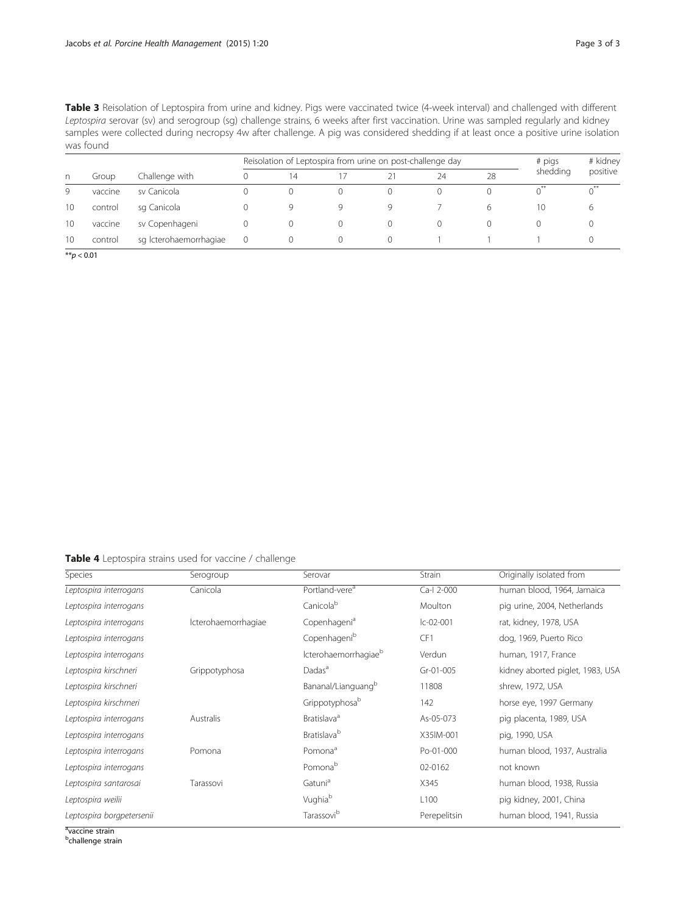**Table 3** Reisolation of Leptospira from urine and kidney. Pigs were vaccinated twice (4-week interval) and challenged with different *Leptospira* serovar (sv) and serogroup (sg) challenge strains, 6 weeks after first vaccination. Urine was sampled regularly and kidney samples were collected during necropsy 4w after challenge. A pig was considered shedding if at least once a positive urine isolation was found

| n | Group | Challenge with | Reisolation of Leptospira from urine on post-challenge day | | | | | | # pigs shedding | # kidney positive |
|---|---|---|---|---|---|---|---|---|---|---|
| | | | 0 | 14 | 17 | 21 | 24 | 28 | | |
| 9 | vaccine | sv Canicola | 0 | 0 | 0 | 0 | 0 | 0 | 0** | 0** |
| 10 | control | sg Canicola | 0 | 9 | 9 | 9 | 7 | 6 | 10 | 6 |
| 10 | vaccine | sv Copenhageni | 0 | 0 | 0 | 0 | 0 | 0 | 0 | 0 |
| 10 | control | sg Icterohaemorrhagiae | 0 | 0 | 0 | 0 | 1 | 1 | 1 | 0 |

**$p < 0.01$

**Table 4** Leptospira strains used for vaccine / challenge

| Species | Serogroup | Serovar | Strain | Originally isolated from |
|---|---|---|---|---|
| *Leptospira interrogans* | Canicola | Portland-vere[a] | Ca-I 2-000 | human blood, 1964, Jamaica |
| *Leptospira interrogans* | | Canicola[b] | Moulton | pig urine, 2004, Netherlands |
| *Leptospira interrogans* | Icterohaemorrhagiae | Copenhageni[a] | Ic-02-001 | rat, kidney, 1978, USA |
| *Leptospira interrogans* | | Copenhageni[b] | CF1 | dog, 1969, Puerto Rico |
| *Leptospira interrogans* | | Icterohaemorrhagiae[b] | Verdun | human, 1917, France |
| *Leptospira kirschneri* | Grippotyphosa | Dadas[a] | Gr-01-005 | kidney aborted piglet, 1983, USA |
| *Leptospira kirschneri* | | Bananal/Lianguang[b] | 11808 | shrew, 1972, USA |
| *Leptospira kirschrneri* | | Grippotyphosa[b] | 142 | horse eye, 1997 Germany |
| *Leptospira interrogans* | Australis | Bratislava[a] | As-05-073 | pig placenta, 1989, USA |
| *Leptospira interrogans* | | Bratislava[b] | X35IM-001 | pig, 1990, USA |
| *Leptospira interrogans* | Pomona | Pomona[a] | Po-01-000 | human blood, 1937, Australia |
| *Leptospira interrogans* | | Pomona[b] | 02-0162 | not known |
| *Leptospira santarosai* | Tarassovi | Gatuni[a] | X345 | human blood, 1938, Russia |
| *Leptospira weilii* | | Vughia[b] | L100 | pig kidney, 2001, China |
| *Leptospira borgpetersenii* | | Tarassovi[b] | Perepelitsin | human blood, 1941, Russia |

[a]vaccine strain
[b]challenge strain